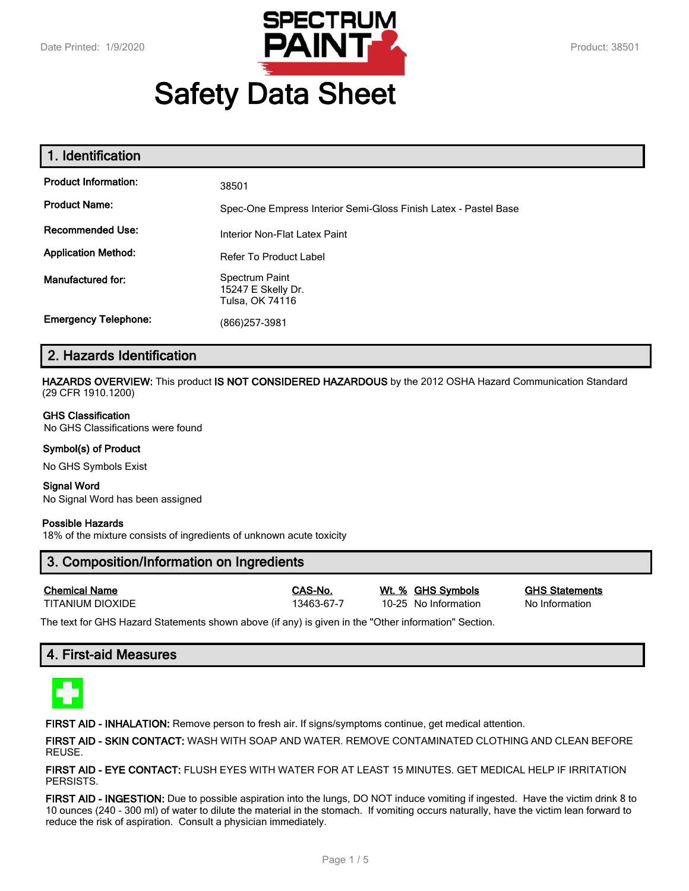# Safety Data Sheet

## 1. Identification

| | |
|---|---|
| **Product Information:** | 38501 |
| **Product Name:** | Spec-One Empress Interior Semi-Gloss Finish Latex - Pastel Base |
| **Recommended Use:** | Interior Non-Flat Latex Paint |
| **Application Method:** | Refer To Product Label |
| **Manufactured for:** | Spectrum Paint<br>15247 E Skelly Dr.<br>Tulsa, OK 74116 |
| **Emergency Telephone:** | (866)257-3981 |

## 2. Hazards Identification

**HAZARDS OVERVIEW:** This product **IS NOT CONSIDERED HAZARDOUS** by the 2012 OSHA Hazard Communication Standard (29 CFR 1910.1200)

**GHS Classification**
No GHS Classifications were found

**Symbol(s) of Product**

No GHS Symbols Exist

**Signal Word**
No Signal Word has been assigned

**Possible Hazards**
18% of the mixture consists of ingredients of unknown acute toxicity

## 3. Composition/Information on Ingredients

| Chemical Name | CAS-No. | Wt. % | GHS Symbols | GHS Statements |
|---|---|---|---|---|
| TITANIUM DIOXIDE | 13463-67-7 | 10-25 | No Information | No Information |

The text for GHS Hazard Statements shown above (if any) is given in the "Other information" Section.

## 4. First-aid Measures

**FIRST AID - INHALATION:** Remove person to fresh air. If signs/symptoms continue, get medical attention.

**FIRST AID - SKIN CONTACT:** WASH WITH SOAP AND WATER. REMOVE CONTAMINATED CLOTHING AND CLEAN BEFORE REUSE.

**FIRST AID - EYE CONTACT:** FLUSH EYES WITH WATER FOR AT LEAST 15 MINUTES. GET MEDICAL HELP IF IRRITATION PERSISTS.

**FIRST AID - INGESTION:** Due to possible aspiration into the lungs, DO NOT induce vomiting if ingested. Have the victim drink 8 to 10 ounces (240 - 300 ml) of water to dilute the material in the stomach. If vomiting occurs naturally, have the victim lean forward to reduce the risk of aspiration. Consult a physician immediately.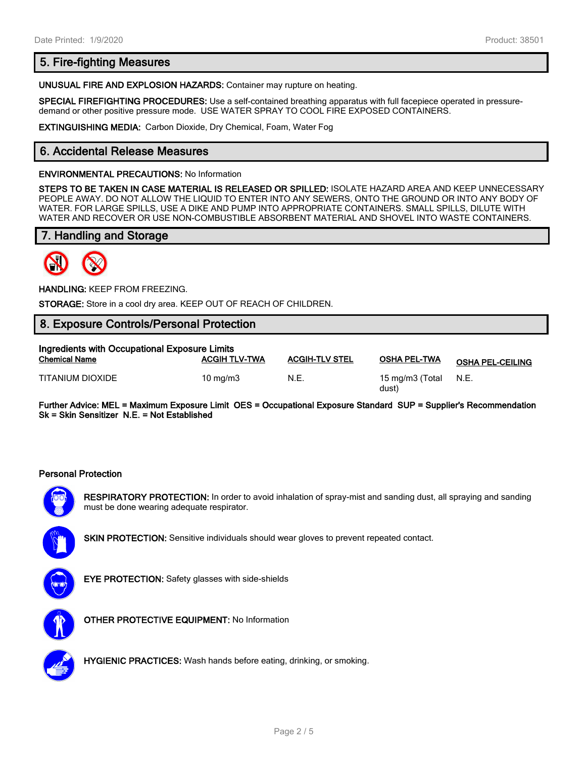## 5. Fire-fighting Measures

**UNUSUAL FIRE AND EXPLOSION HAZARDS:** Container may rupture on heating.

**SPECIAL FIREFIGHTING PROCEDURES:** Use a self-contained breathing apparatus with full facepiece operated in pressure-demand or other positive pressure mode. USE WATER SPRAY TO COOL FIRE EXPOSED CONTAINERS.

**EXTINGUISHING MEDIA:** Carbon Dioxide, Dry Chemical, Foam, Water Fog

## 6. Accidental Release Measures

**ENVIRONMENTAL PRECAUTIONS:** No Information

**STEPS TO BE TAKEN IN CASE MATERIAL IS RELEASED OR SPILLED:** ISOLATE HAZARD AREA AND KEEP UNNECESSARY PEOPLE AWAY. DO NOT ALLOW THE LIQUID TO ENTER INTO ANY SEWERS, ONTO THE GROUND OR INTO ANY BODY OF WATER. FOR LARGE SPILLS, USE A DIKE AND PUMP INTO APPROPRIATE CONTAINERS. SMALL SPILLS, DILUTE WITH WATER AND RECOVER OR USE NON-COMBUSTIBLE ABSORBENT MATERIAL AND SHOVEL INTO WASTE CONTAINERS.

## 7. Handling and Storage

**HANDLING:** KEEP FROM FREEZING.

**STORAGE:** Store in a cool dry area. KEEP OUT OF REACH OF CHILDREN.

## 8. Exposure Controls/Personal Protection

**Ingredients with Occupational Exposure Limits**

| Chemical Name | ACGIH TLV-TWA | ACGIH-TLV STEL | OSHA PEL-TWA | OSHA PEL-CEILING |
|---|---|---|---|---|
| TITANIUM DIOXIDE | 10 mg/m3 | N.E. | 15 mg/m3 (Total dust) | N.E. |

**Further Advice: MEL = Maximum Exposure Limit OES = Occupational Exposure Standard SUP = Supplier's Recommendation Sk = Skin Sensitizer N.E. = Not Established**

**Personal Protection**

**RESPIRATORY PROTECTION:** In order to avoid inhalation of spray-mist and sanding dust, all spraying and sanding must be done wearing adequate respirator.

**SKIN PROTECTION:** Sensitive individuals should wear gloves to prevent repeated contact.

**EYE PROTECTION:** Safety glasses with side-shields

**OTHER PROTECTIVE EQUIPMENT:** No Information

**HYGIENIC PRACTICES:** Wash hands before eating, drinking, or smoking.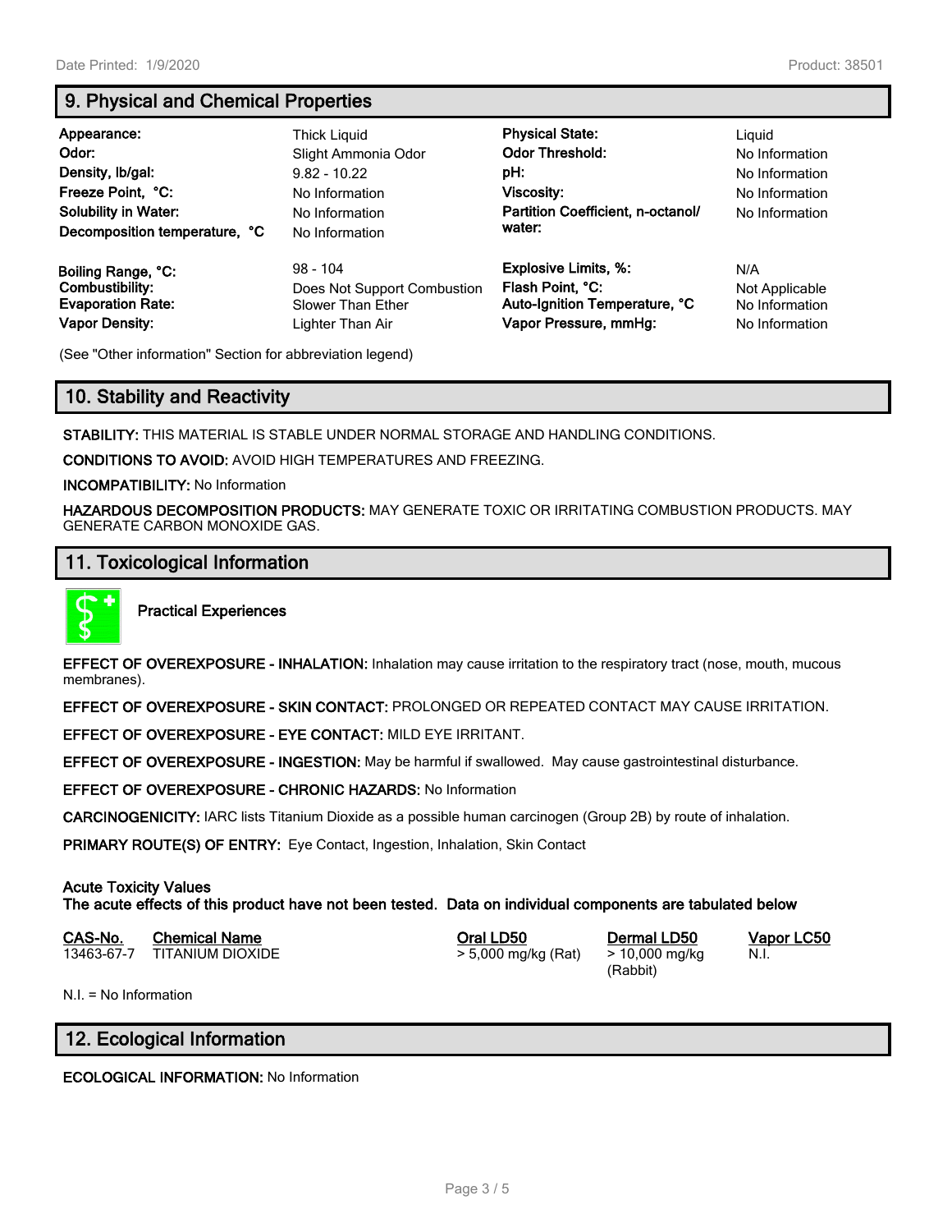## 9. Physical and Chemical Properties

| | | | |
|---|---|---|---|
| **Appearance:** | Thick Liquid | **Physical State:** | Liquid |
| **Odor:** | Slight Ammonia Odor | **Odor Threshold:** | No Information |
| **Density, lb/gal:** | 9.82 - 10.22 | **pH:** | No Information |
| **Freeze Point, °C:** | No Information | **Viscosity:** | No Information |
| **Solubility in Water:** | No Information | **Partition Coefficient, n-octanol/water:** | No Information |
| **Decomposition temperature, °C** | No Information | | |
| **Boiling Range, °C:** | 98 - 104 | **Explosive Limits, %:** | N/A |
| **Combustibility:** | Does Not Support Combustion | **Flash Point, °C:** | Not Applicable |
| **Evaporation Rate:** | Slower Than Ether | **Auto-Ignition Temperature, °C** | No Information |
| **Vapor Density:** | Lighter Than Air | **Vapor Pressure, mmHg:** | No Information |

(See "Other information" Section for abbreviation legend)

## 10. Stability and Reactivity

**STABILITY:** THIS MATERIAL IS STABLE UNDER NORMAL STORAGE AND HANDLING CONDITIONS.

**CONDITIONS TO AVOID:** AVOID HIGH TEMPERATURES AND FREEZING.

**INCOMPATIBILITY:** No Information

**HAZARDOUS DECOMPOSITION PRODUCTS:** MAY GENERATE TOXIC OR IRRITATING COMBUSTION PRODUCTS. MAY GENERATE CARBON MONOXIDE GAS.

## 11. Toxicological Information

**Practical Experiences**

**EFFECT OF OVEREXPOSURE - INHALATION:** Inhalation may cause irritation to the respiratory tract (nose, mouth, mucous membranes).

**EFFECT OF OVEREXPOSURE - SKIN CONTACT:** PROLONGED OR REPEATED CONTACT MAY CAUSE IRRITATION.

**EFFECT OF OVEREXPOSURE - EYE CONTACT:** MILD EYE IRRITANT.

**EFFECT OF OVEREXPOSURE - INGESTION:** May be harmful if swallowed. May cause gastrointestinal disturbance.

**EFFECT OF OVEREXPOSURE - CHRONIC HAZARDS:** No Information

**CARCINOGENICITY:** IARC lists Titanium Dioxide as a possible human carcinogen (Group 2B) by route of inhalation.

**PRIMARY ROUTE(S) OF ENTRY:** Eye Contact, Ingestion, Inhalation, Skin Contact

**Acute Toxicity Values**
**The acute effects of this product have not been tested. Data on individual components are tabulated below**

| CAS-No. | Chemical Name | Oral LD50 | Dermal LD50 | Vapor LC50 |
|---|---|---|---|---|
| 13463-67-7 | TITANIUM DIOXIDE | > 5,000 mg/kg (Rat) | > 10,000 mg/kg (Rabbit) | N.I. |

N.I. = No Information

## 12. Ecological Information

**ECOLOGICAL INFORMATION:** No Information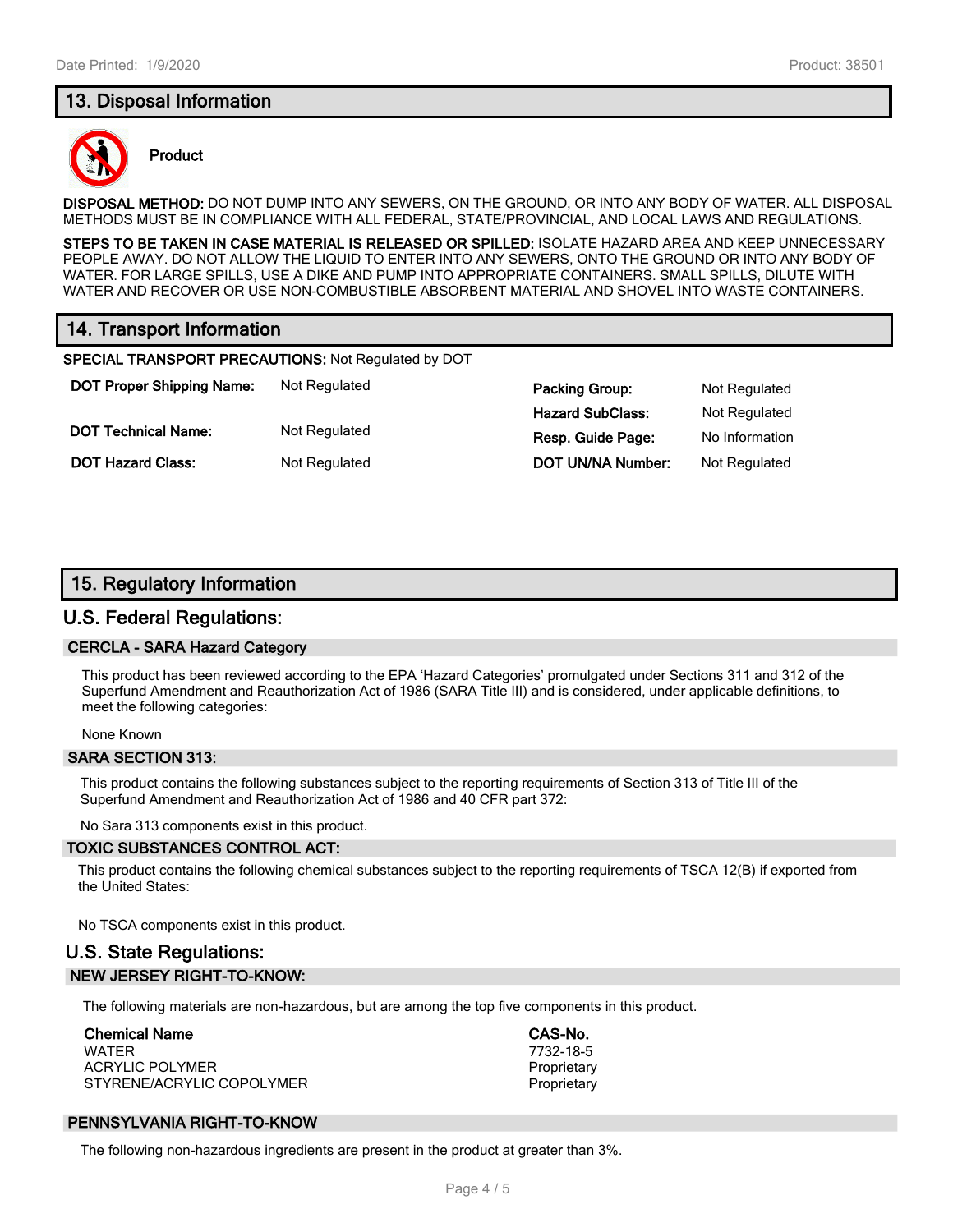## 13. Disposal Information

**Product**

**DISPOSAL METHOD:** DO NOT DUMP INTO ANY SEWERS, ON THE GROUND, OR INTO ANY BODY OF WATER. ALL DISPOSAL METHODS MUST BE IN COMPLIANCE WITH ALL FEDERAL, STATE/PROVINCIAL, AND LOCAL LAWS AND REGULATIONS.

**STEPS TO BE TAKEN IN CASE MATERIAL IS RELEASED OR SPILLED:** ISOLATE HAZARD AREA AND KEEP UNNECESSARY PEOPLE AWAY. DO NOT ALLOW THE LIQUID TO ENTER INTO ANY SEWERS, ONTO THE GROUND OR INTO ANY BODY OF WATER. FOR LARGE SPILLS, USE A DIKE AND PUMP INTO APPROPRIATE CONTAINERS. SMALL SPILLS, DILUTE WITH WATER AND RECOVER OR USE NON-COMBUSTIBLE ABSORBENT MATERIAL AND SHOVEL INTO WASTE CONTAINERS.

## 14. Transport Information

**SPECIAL TRANSPORT PRECAUTIONS:** Not Regulated by DOT

| | | | |
|---|---|---|---|
| **DOT Proper Shipping Name:** | Not Regulated | **Packing Group:** | Not Regulated |
| | | **Hazard SubClass:** | Not Regulated |
| **DOT Technical Name:** | Not Regulated | **Resp. Guide Page:** | No Information |
| **DOT Hazard Class:** | Not Regulated | **DOT UN/NA Number:** | Not Regulated |

## 15. Regulatory Information

### U.S. Federal Regulations:

#### CERCLA - SARA Hazard Category

This product has been reviewed according to the EPA 'Hazard Categories' promulgated under Sections 311 and 312 of the Superfund Amendment and Reauthorization Act of 1986 (SARA Title III) and is considered, under applicable definitions, to meet the following categories:

None Known

#### SARA SECTION 313:

This product contains the following substances subject to the reporting requirements of Section 313 of Title III of the Superfund Amendment and Reauthorization Act of 1986 and 40 CFR part 372:

No Sara 313 components exist in this product.

#### TOXIC SUBSTANCES CONTROL ACT:

This product contains the following chemical substances subject to the reporting requirements of TSCA 12(B) if exported from the United States:

No TSCA components exist in this product.

### U.S. State Regulations:

#### NEW JERSEY RIGHT-TO-KNOW:

The following materials are non-hazardous, but are among the top five components in this product.

| Chemical Name | CAS-No. |
|---|---|
| WATER | 7732-18-5 |
| ACRYLIC POLYMER | Proprietary |
| STYRENE/ACRYLIC COPOLYMER | Proprietary |

#### PENNSYLVANIA RIGHT-TO-KNOW

The following non-hazardous ingredients are present in the product at greater than 3%.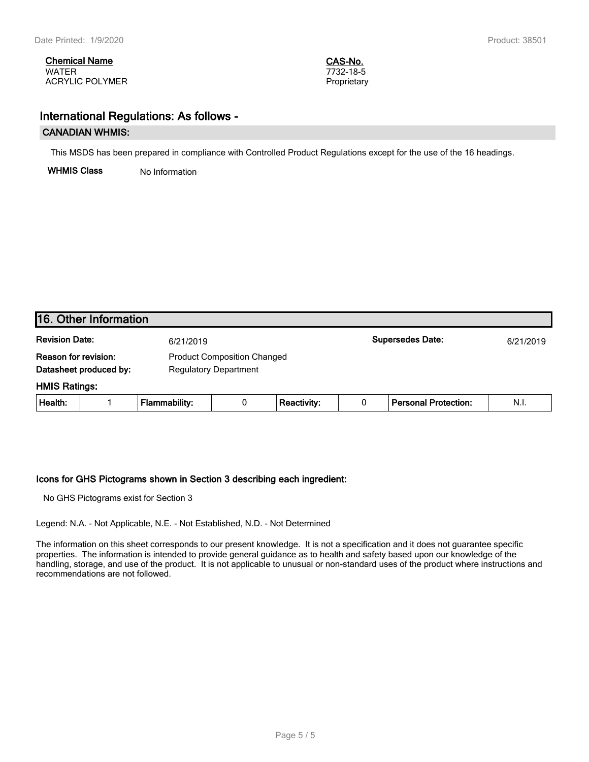| Chemical Name | CAS-No. |
|---|---|
| WATER | 7732-18-5 |
| ACRYLIC POLYMER | Proprietary |

## International Regulations: As follows -

### CANADIAN WHMIS:

This MSDS has been prepared in compliance with Controlled Product Regulations except for the use of the 16 headings.

**WHMIS Class** No Information

## 16. Other Information

**Revision Date:** 6/21/2019 **Supersedes Date:** 6/21/2019

**Reason for revision:** Product Composition Changed

**Datasheet produced by:** Regulatory Department

**HMIS Ratings:**

| Health: | 1 | Flammability: | 0 | Reactivity: | 0 | Personal Protection: | N.I. |
|---|---|---|---|---|---|---|---|

**Icons for GHS Pictograms shown in Section 3 describing each ingredient:**

No GHS Pictograms exist for Section 3

Legend: N.A. - Not Applicable, N.E. - Not Established, N.D. - Not Determined

The information on this sheet corresponds to our present knowledge. It is not a specification and it does not guarantee specific properties. The information is intended to provide general guidance as to health and safety based upon our knowledge of the handling, storage, and use of the product. It is not applicable to unusual or non-standard uses of the product where instructions and recommendations are not followed.